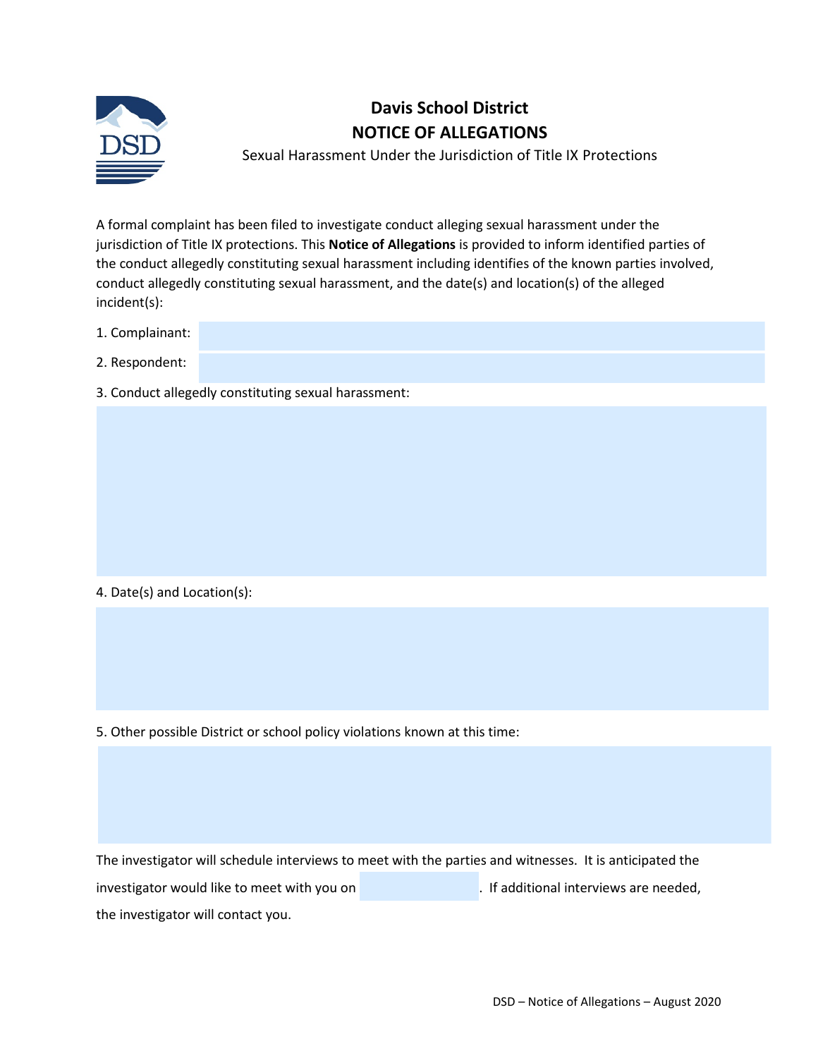# Davis School District
## NOTICE OF ALLEGATIONS

Sexual Harassment Under the Jurisdiction of Title IX Protections

A formal complaint has been filed to investigate conduct alleging sexual harassment under the jurisdiction of Title IX protections. This **Notice of Allegations** is provided to inform identified parties of the conduct allegedly constituting sexual harassment including identifies of the known parties involved, conduct allegedly constituting sexual harassment, and the date(s) and location(s) of the alleged incident(s):

1. Complaint:
2. Respondent:
3. Conduct allegedly constituting sexual harassment:

4. Date(s) and Location(s):

5. Other possible District or school policy violations known at this time:

The investigator will schedule interviews to meet with the parties and witnesses. It is anticipated the investigator would like to meet with you on \_\_\_\_\_\_\_\_\_\_\_\_. If additional interviews are needed, the investigator will contact you.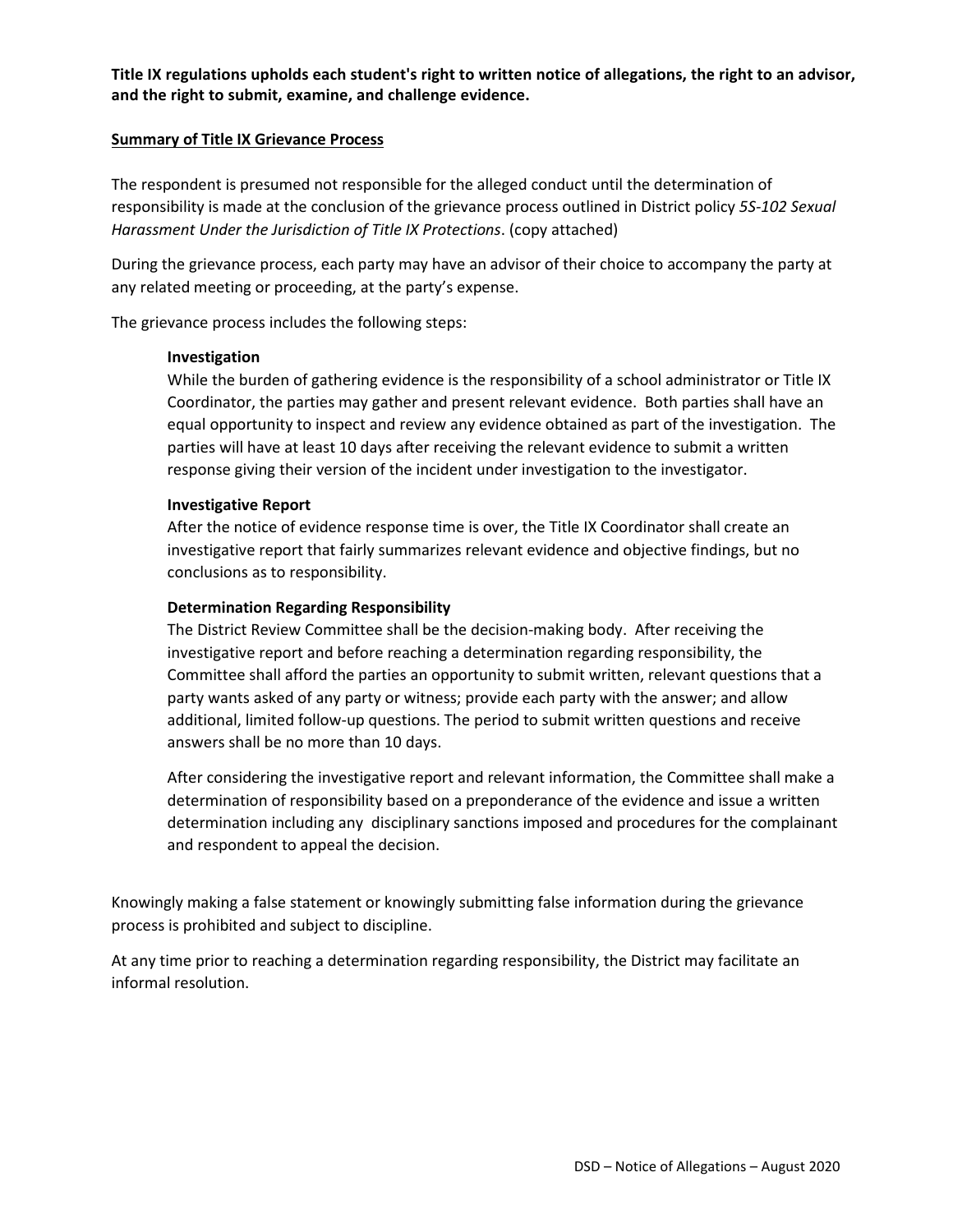**Title IX regulations upholds each student's right to written notice of allegations, the right to an advisor, and the right to submit, examine, and challenge evidence.**

**Summary of Title IX Grievance Process**

The respondent is presumed not responsible for the alleged conduct until the determination of responsibility is made at the conclusion of the grievance process outlined in District policy *5S-102 Sexual Harassment Under the Jurisdiction of Title IX Protections*. (copy attached)

During the grievance process, each party may have an advisor of their choice to accompany the party at any related meeting or proceeding, at the party's expense.

The grievance process includes the following steps:

**Investigation**

While the burden of gathering evidence is the responsibility of a school administrator or Title IX Coordinator, the parties may gather and present relevant evidence. Both parties shall have an equal opportunity to inspect and review any evidence obtained as part of the investigation. The parties will have at least 10 days after receiving the relevant evidence to submit a written response giving their version of the incident under investigation to the investigator.

**Investigative Report**

After the notice of evidence response time is over, the Title IX Coordinator shall create an investigative report that fairly summarizes relevant evidence and objective findings, but no conclusions as to responsibility.

**Determination Regarding Responsibility**

The District Review Committee shall be the decision-making body. After receiving the investigative report and before reaching a determination regarding responsibility, the Committee shall afford the parties an opportunity to submit written, relevant questions that a party wants asked of any party or witness; provide each party with the answer; and allow additional, limited follow-up questions. The period to submit written questions and receive answers shall be no more than 10 days.

After considering the investigative report and relevant information, the Committee shall make a determination of responsibility based on a preponderance of the evidence and issue a written determination including any disciplinary sanctions imposed and procedures for the complainant and respondent to appeal the decision.

Knowingly making a false statement or knowingly submitting false information during the grievance process is prohibited and subject to discipline.

At any time prior to reaching a determination regarding responsibility, the District may facilitate an informal resolution.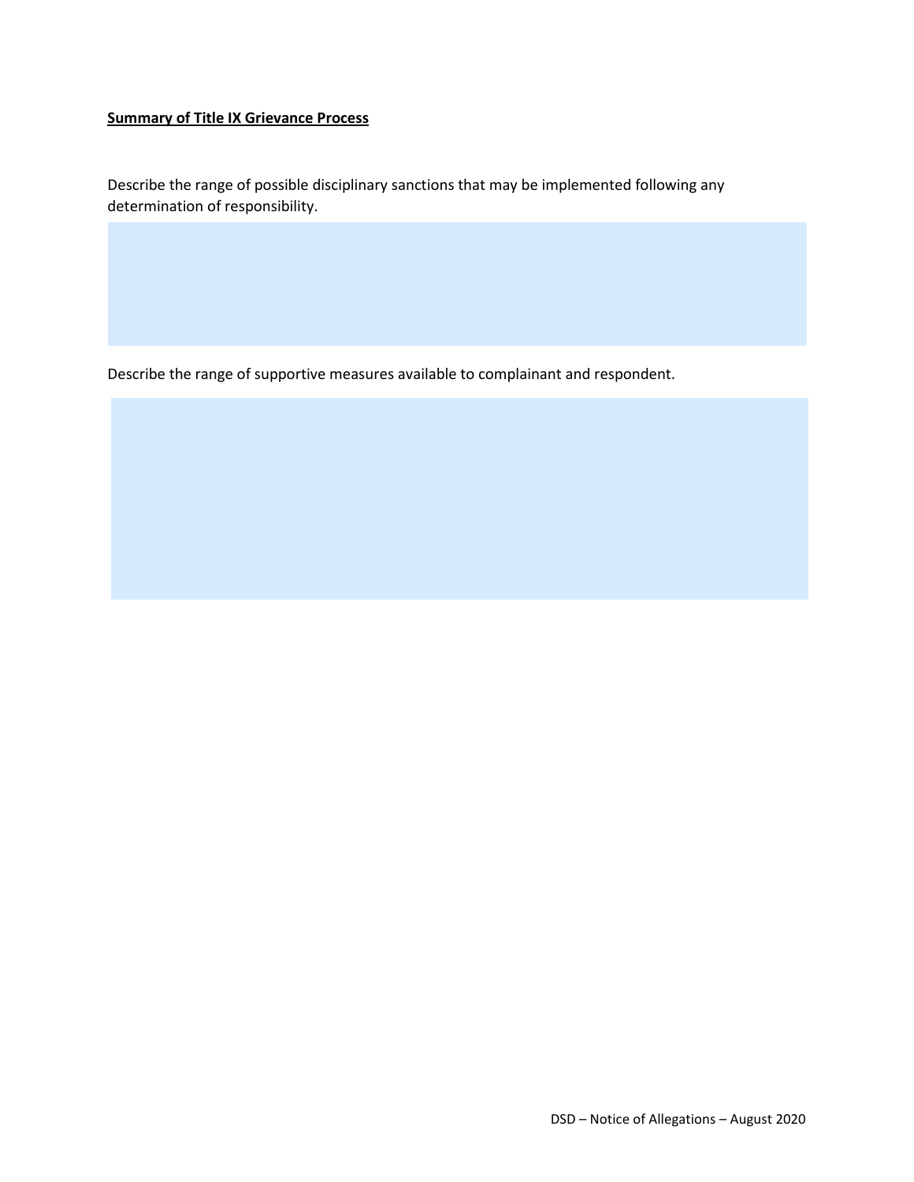**Summary of Title IX Grievance Process**

Describe the range of possible disciplinary sanctions that may be implemented following any determination of responsibility.

Describe the range of supportive measures available to complainant and respondent.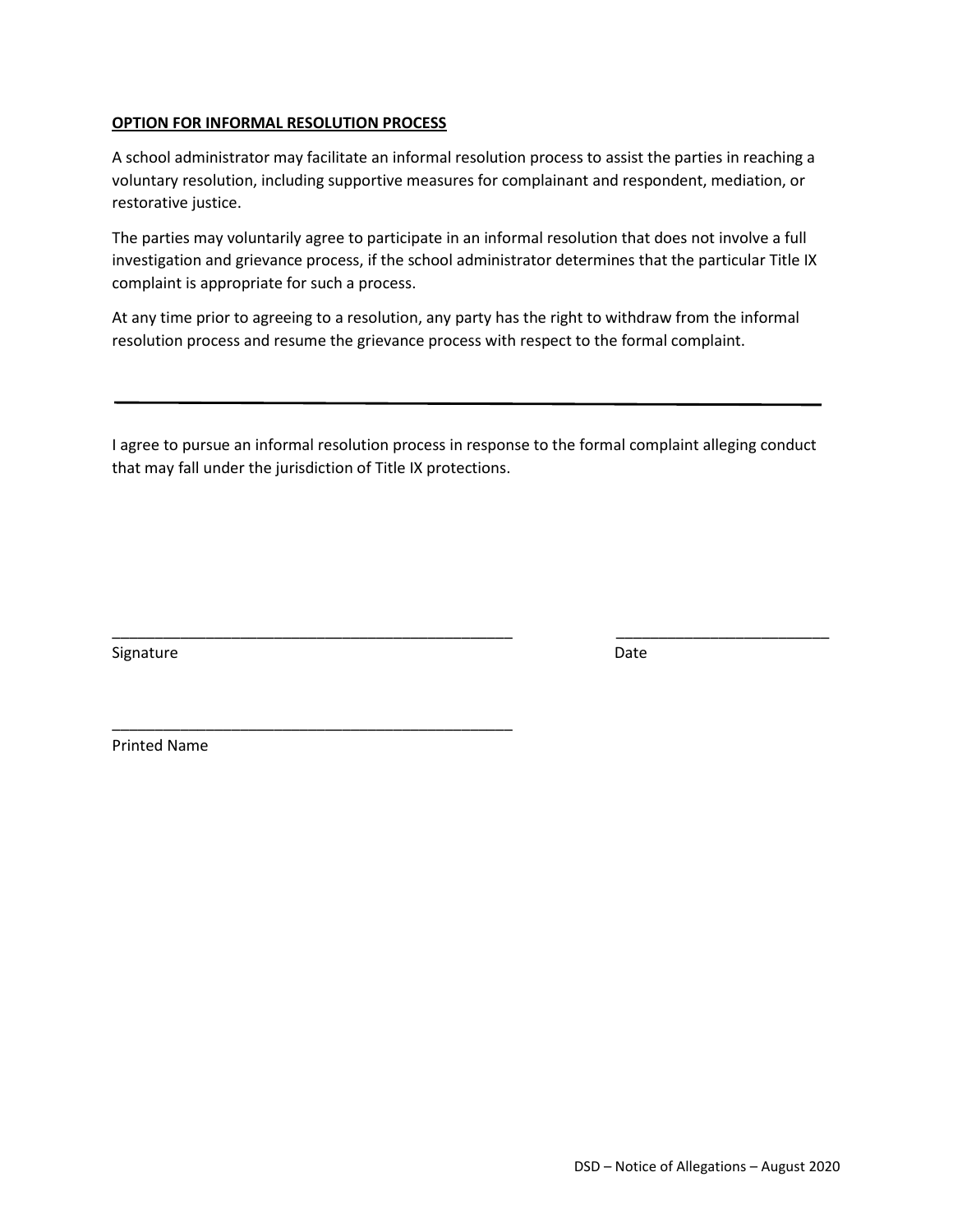**OPTION FOR INFORMAL RESOLUTION PROCESS**

A school administrator may facilitate an informal resolution process to assist the parties in reaching a voluntary resolution, including supportive measures for complainant and respondent, mediation, or restorative justice.

The parties may voluntarily agree to participate in an informal resolution that does not involve a full investigation and grievance process, if the school administrator determines that the particular Title IX complaint is appropriate for such a process.

At any time prior to agreeing to a resolution, any party has the right to withdraw from the informal resolution process and resume the grievance process with respect to the formal complaint.

---

I agree to pursue an informal resolution process in response to the formal complaint alleging conduct that may fall under the jurisdiction of Title IX protections.

_______________________________________________ _________________________

Signature Date

_______________________________________________

Printed Name